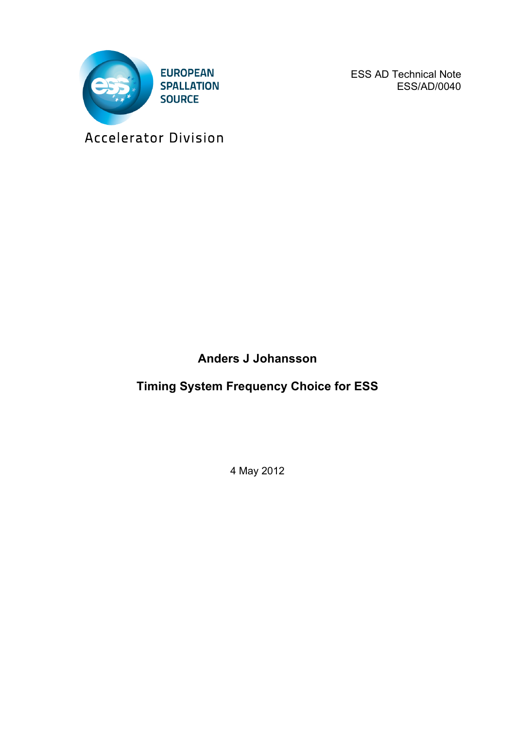EUROPEAN SPALLATION SOURCE

Accelerator Division

ESS AD Technical Note
ESS/AD/0040

**Anders J Johansson**

# Timing System Frequency Choice for ESS

4 May 2012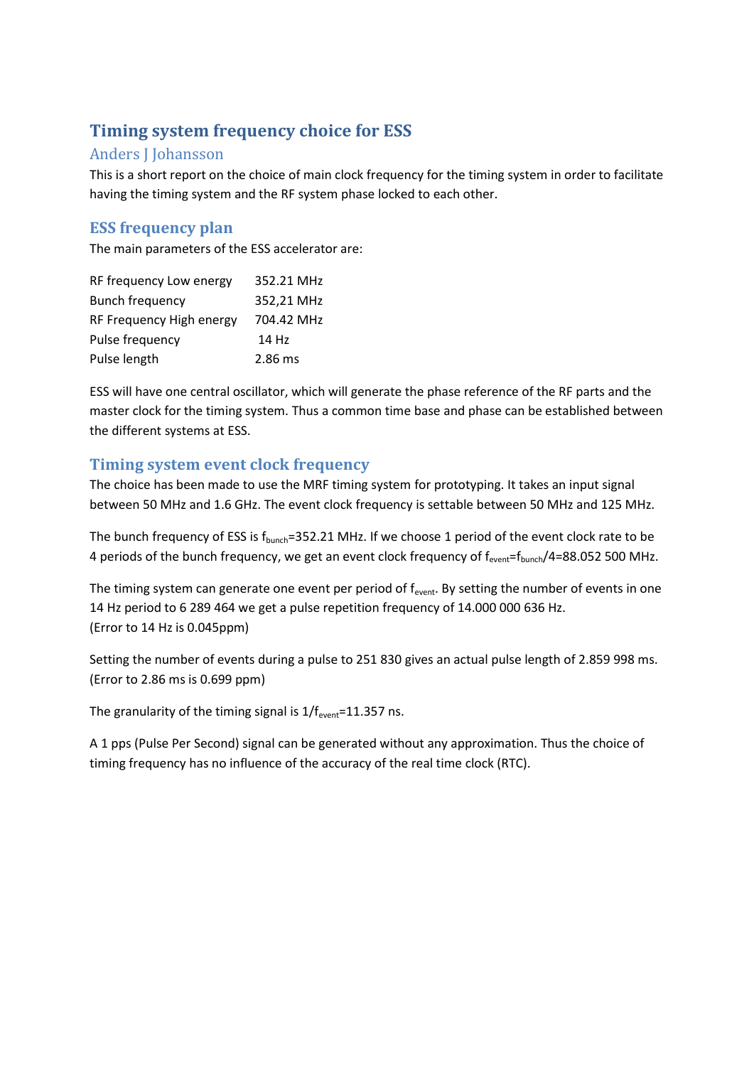# Timing system frequency choice for ESS

## Anders J Johansson

This is a short report on the choice of main clock frequency for the timing system in order to facilitate having the timing system and the RF system phase locked to each other.

## ESS frequency plan

The main parameters of the ESS accelerator are:

| | |
|---|---|
| RF frequency Low energy | 352.21 MHz |
| Bunch frequency | 352,21 MHz |
| RF Frequency High energy | 704.42 MHz |
| Pulse frequency | 14 Hz |
| Pulse length | 2.86 ms |

ESS will have one central oscillator, which will generate the phase reference of the RF parts and the master clock for the timing system. Thus a common time base and phase can be established between the different systems at ESS.

## Timing system event clock frequency

The choice has been made to use the MRF timing system for prototyping. It takes an input signal between 50 MHz and 1.6 GHz. The event clock frequency is settable between 50 MHz and 125 MHz.

The bunch frequency of ESS is $f_{bunch}$=352.21 MHz. If we choose 1 period of the event clock rate to be 4 periods of the bunch frequency, we get an event clock frequency of $f_{event}=f_{bunch}/4$=88.052 500 MHz.

The timing system can generate one event per period of $f_{event}$. By setting the number of events in one 14 Hz period to 6 289 464 we get a pulse repetition frequency of 14.000 000 636 Hz.
(Error to 14 Hz is 0.045ppm)

Setting the number of events during a pulse to 251 830 gives an actual pulse length of 2.859 998 ms.
(Error to 2.86 ms is 0.699 ppm)

The granularity of the timing signal is $1/f_{event}$=11.357 ns.

A 1 pps (Pulse Per Second) signal can be generated without any approximation. Thus the choice of timing frequency has no influence of the accuracy of the real time clock (RTC).